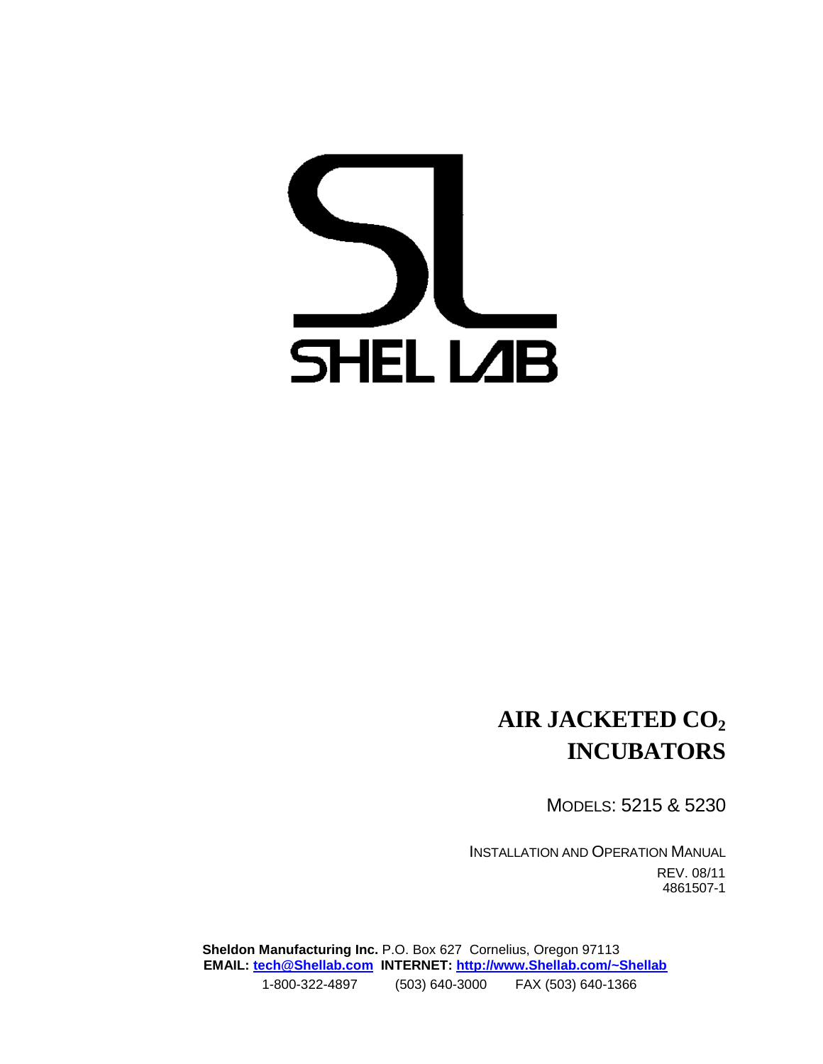SHEL LAB

# AIR JACKETED $CO_2$ INCUBATORS

MODELS: 5215 & 5230

INSTALLATION AND OPERATION MANUAL

REV. 08/11

4861507-1

**Sheldon Manufacturing Inc.** P.O. Box 627 Cornelius, Oregon 97113

**EMAIL:** tech@Shellab.com **INTERNET:** http://www.Shellab.com/~Shellab

1-800-322-4897 (503) 640-3000 FAX (503) 640-1366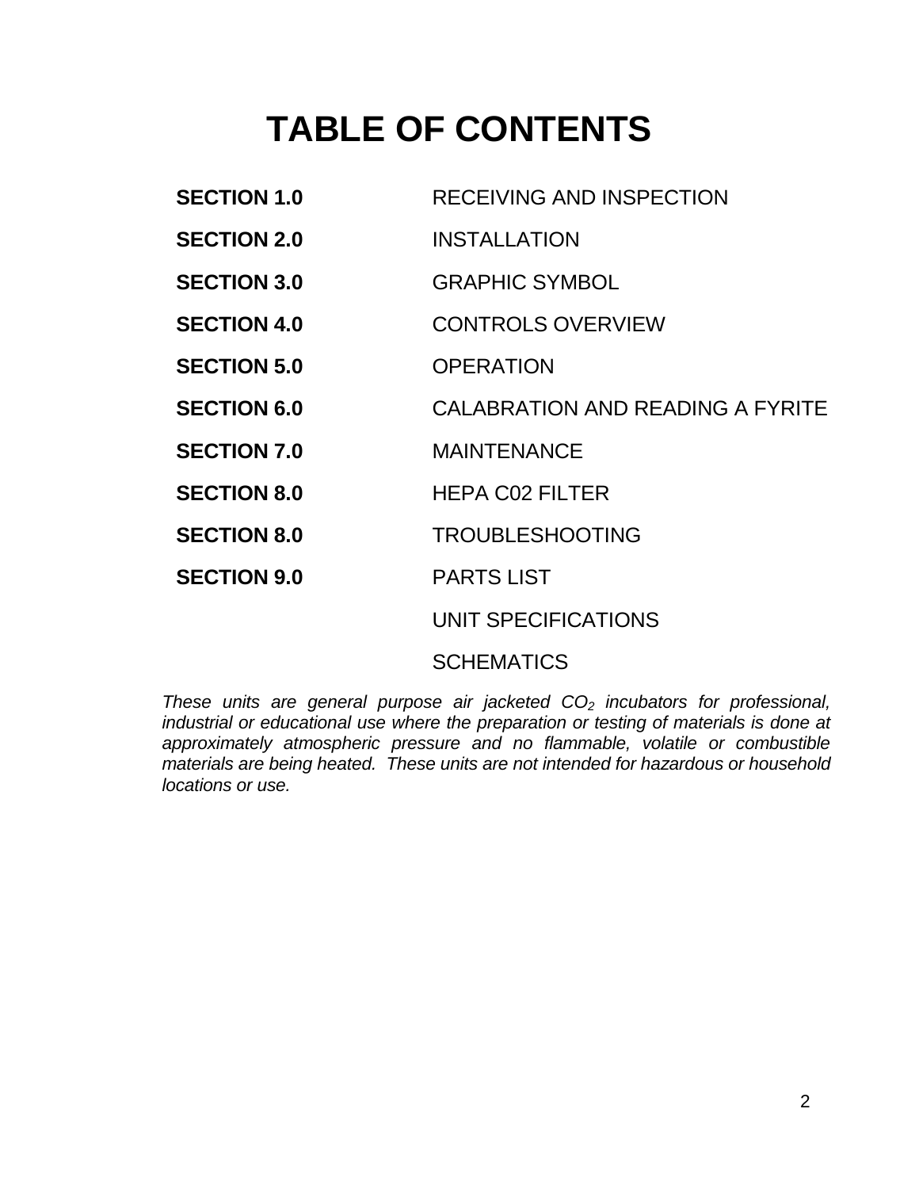# TABLE OF CONTENTS

| | |
|---|---|
| **SECTION 1.0** | RECEIVING AND INSPECTION |
| **SECTION 2.0** | INSTALLATION |
| **SECTION 3.0** | GRAPHIC SYMBOL |
| **SECTION 4.0** | CONTROLS OVERVIEW |
| **SECTION 5.0** | OPERATION |
| **SECTION 6.0** | CALABRATION AND READING A FYRITE |
| **SECTION 7.0** | MAINTENANCE |
| **SECTION 8.0** | HEPA C02 FILTER |
| **SECTION 8.0** | TROUBLESHOOTING |
| **SECTION 9.0** | PARTS LIST |
| | UNIT SPECIFICATIONS |
| | SCHEMATICS |

*These units are general purpose air jacketed $CO_2$ incubators for professional, industrial or educational use where the preparation or testing of materials is done at approximately atmospheric pressure and no flammable, volatile or combustible materials are being heated. These units are not intended for hazardous or household locations or use.*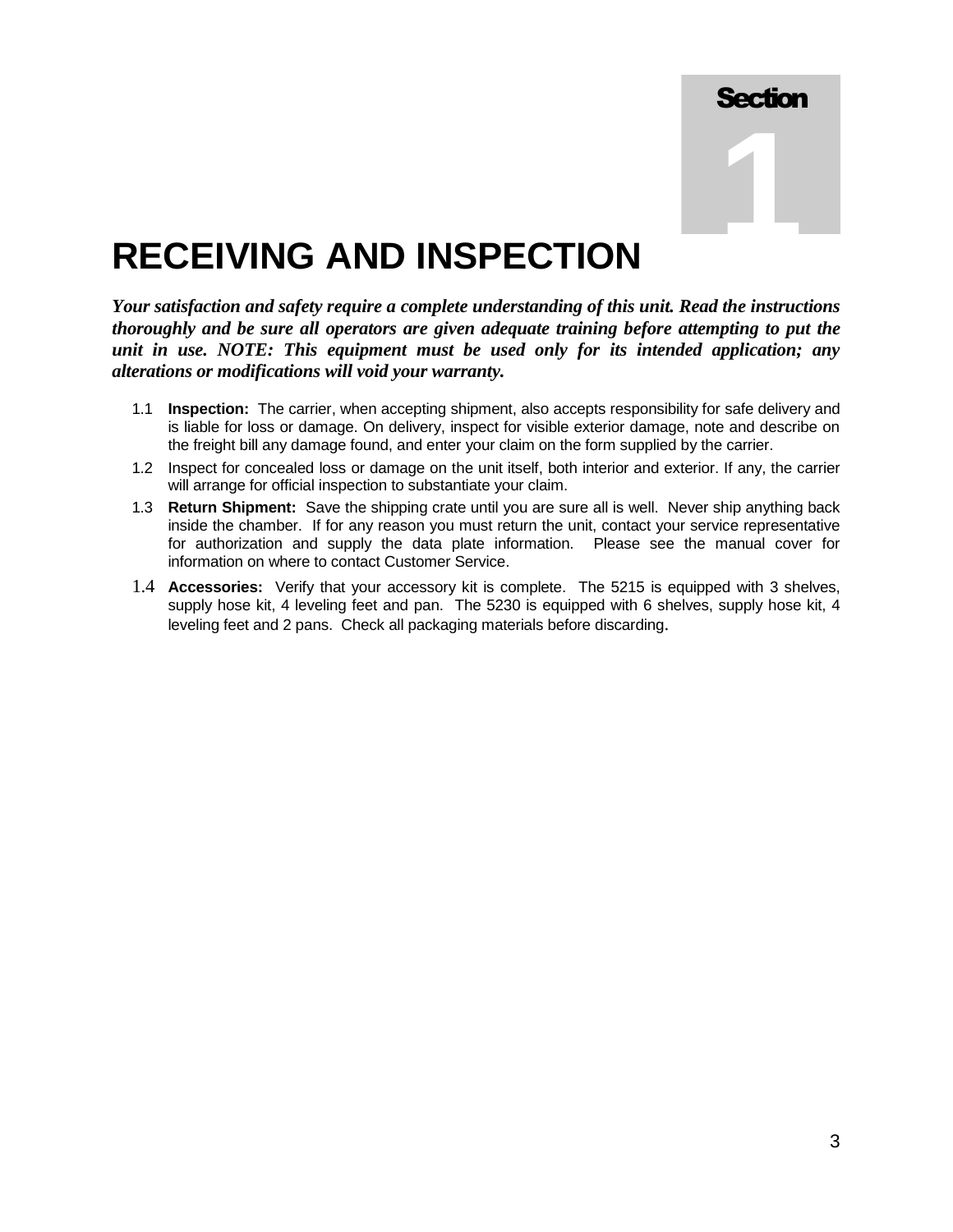# Section 1

# RECEIVING AND INSPECTION

***Your satisfaction and safety require a complete understanding of this unit. Read the instructions thoroughly and be sure all operators are given adequate training before attempting to put the unit in use. NOTE: This equipment must be used only for its intended application; any alterations or modifications will void your warranty.***

1.1 **Inspection:** The carrier, when accepting shipment, also accepts responsibility for safe delivery and is liable for loss or damage. On delivery, inspect for visible exterior damage, note and describe on the freight bill any damage found, and enter your claim on the form supplied by the carrier.

1.2 Inspect for concealed loss or damage on the unit itself, both interior and exterior. If any, the carrier will arrange for official inspection to substantiate your claim.

1.3 **Return Shipment:** Save the shipping crate until you are sure all is well. Never ship anything back inside the chamber. If for any reason you must return the unit, contact your service representative for authorization and supply the data plate information. Please see the manual cover for information on where to contact Customer Service.

1.4 **Accessories:** Verify that your accessory kit is complete. The 5215 is equipped with 3 shelves, supply hose kit, 4 leveling feet and pan. The 5230 is equipped with 6 shelves, supply hose kit, 4 leveling feet and 2 pans. Check all packaging materials before discarding.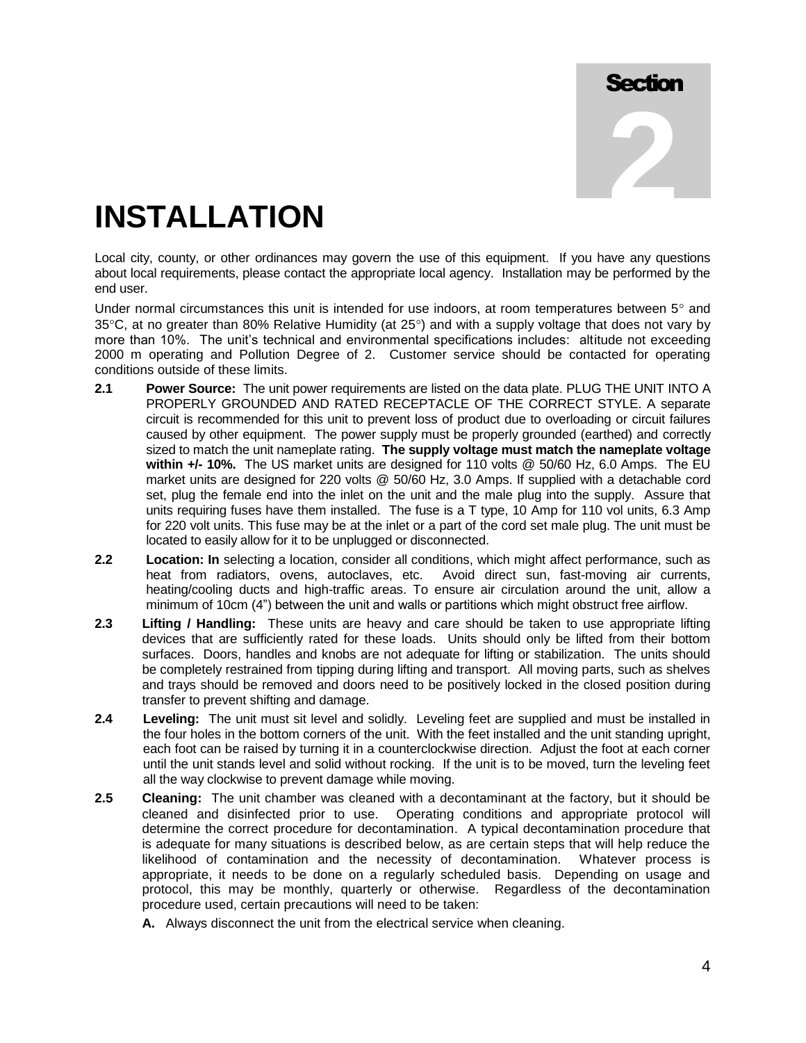# Section 2

# INSTALLATION

Local city, county, or other ordinances may govern the use of this equipment. If you have any questions about local requirements, please contact the appropriate local agency. Installation may be performed by the end user.

Under normal circumstances this unit is intended for use indoors, at room temperatures between 5° and 35°C, at no greater than 80% Relative Humidity (at 25°) and with a supply voltage that does not vary by more than 10%. The unit's technical and environmental specifications includes: altitude not exceeding 2000 m operating and Pollution Degree of 2. Customer service should be contacted for operating conditions outside of these limits.

**2.1 Power Source:** The unit power requirements are listed on the data plate. PLUG THE UNIT INTO A PROPERLY GROUNDED AND RATED RECEPTACLE OF THE CORRECT STYLE. A separate circuit is recommended for this unit to prevent loss of product due to overloading or circuit failures caused by other equipment. The power supply must be properly grounded (earthed) and correctly sized to match the unit nameplate rating. **The supply voltage must match the nameplate voltage within +/- 10%.** The US market units are designed for 110 volts @ 50/60 Hz, 6.0 Amps. The EU market units are designed for 220 volts @ 50/60 Hz, 3.0 Amps. If supplied with a detachable cord set, plug the female end into the inlet on the unit and the male plug into the supply. Assure that units requiring fuses have them installed. The fuse is a T type, 10 Amp for 110 vol units, 6.3 Amp for 220 volt units. This fuse may be at the inlet or a part of the cord set male plug. The unit must be located to easily allow for it to be unplugged or disconnected.

**2.2 Location: In** selecting a location, consider all conditions, which might affect performance, such as heat from radiators, ovens, autoclaves, etc. Avoid direct sun, fast-moving air currents, heating/cooling ducts and high-traffic areas. To ensure air circulation around the unit, allow a minimum of 10cm (4") between the unit and walls or partitions which might obstruct free airflow.

**2.3 Lifting / Handling:** These units are heavy and care should be taken to use appropriate lifting devices that are sufficiently rated for these loads. Units should only be lifted from their bottom surfaces. Doors, handles and knobs are not adequate for lifting or stabilization. The units should be completely restrained from tipping during lifting and transport. All moving parts, such as shelves and trays should be removed and doors need to be positively locked in the closed position during transfer to prevent shifting and damage.

**2.4 Leveling:** The unit must sit level and solidly. Leveling feet are supplied and must be installed in the four holes in the bottom corners of the unit. With the feet installed and the unit standing upright, each foot can be raised by turning it in a counterclockwise direction. Adjust the foot at each corner until the unit stands level and solid without rocking. If the unit is to be moved, turn the leveling feet all the way clockwise to prevent damage while moving.

**2.5 Cleaning:** The unit chamber was cleaned with a decontaminant at the factory, but it should be cleaned and disinfected prior to use. Operating conditions and appropriate protocol will determine the correct procedure for decontamination. A typical decontamination procedure that is adequate for many situations is described below, as are certain steps that will help reduce the likelihood of contamination and the necessity of decontamination. Whatever process is appropriate, it needs to be done on a regularly scheduled basis. Depending on usage and protocol, this may be monthly, quarterly or otherwise. Regardless of the decontamination procedure used, certain precautions will need to be taken:

**A.** Always disconnect the unit from the electrical service when cleaning.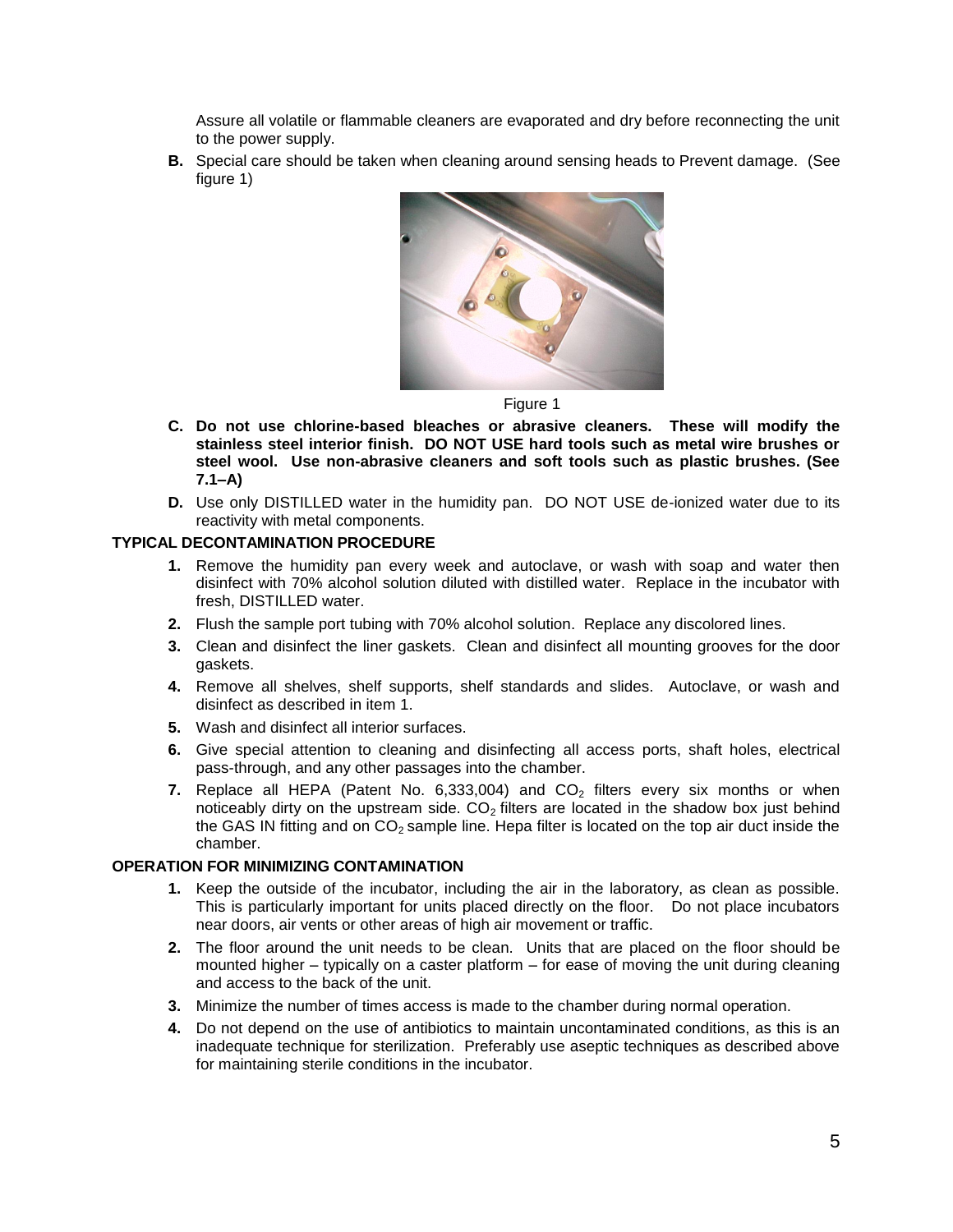Assure all volatile or flammable cleaners are evaporated and dry before reconnecting the unit to the power supply.

**B.** Special care should be taken when cleaning around sensing heads to Prevent damage. (See figure 1)

Figure 1

**C. Do not use chlorine-based bleaches or abrasive cleaners. These will modify the stainless steel interior finish. DO NOT USE hard tools such as metal wire brushes or steel wool. Use non-abrasive cleaners and soft tools such as plastic brushes. (See 7.1–A)**

**D.** Use only DISTILLED water in the humidity pan. DO NOT USE de-ionized water due to its reactivity with metal components.

**TYPICAL DECONTAMINATION PROCEDURE**

1. Remove the humidity pan every week and autoclave, or wash with soap and water then disinfect with 70% alcohol solution diluted with distilled water. Replace in the incubator with fresh, DISTILLED water.
2. Flush the sample port tubing with 70% alcohol solution. Replace any discolored lines.
3. Clean and disinfect the liner gaskets. Clean and disinfect all mounting grooves for the door gaskets.
4. Remove all shelves, shelf supports, shelf standards and slides. Autoclave, or wash and disinfect as described in item 1.
5. Wash and disinfect all interior surfaces.
6. Give special attention to cleaning and disinfecting all access ports, shaft holes, electrical pass-through, and any other passages into the chamber.
7. Replace all HEPA (Patent No. 6,333,004) and $CO_2$ filters every six months or when noticeably dirty on the upstream side. $CO_2$ filters are located in the shadow box just behind the GAS IN fitting and on $CO_2$ sample line. Hepa filter is located on the top air duct inside the chamber.

**OPERATION FOR MINIMIZING CONTAMINATION**

1. Keep the outside of the incubator, including the air in the laboratory, as clean as possible. This is particularly important for units placed directly on the floor. Do not place incubators near doors, air vents or other areas of high air movement or traffic.
2. The floor around the unit needs to be clean. Units that are placed on the floor should be mounted higher – typically on a caster platform – for ease of moving the unit during cleaning and access to the back of the unit.
3. Minimize the number of times access is made to the chamber during normal operation.
4. Do not depend on the use of antibiotics to maintain uncontaminated conditions, as this is an inadequate technique for sterilization. Preferably use aseptic techniques as described above for maintaining sterile conditions in the incubator.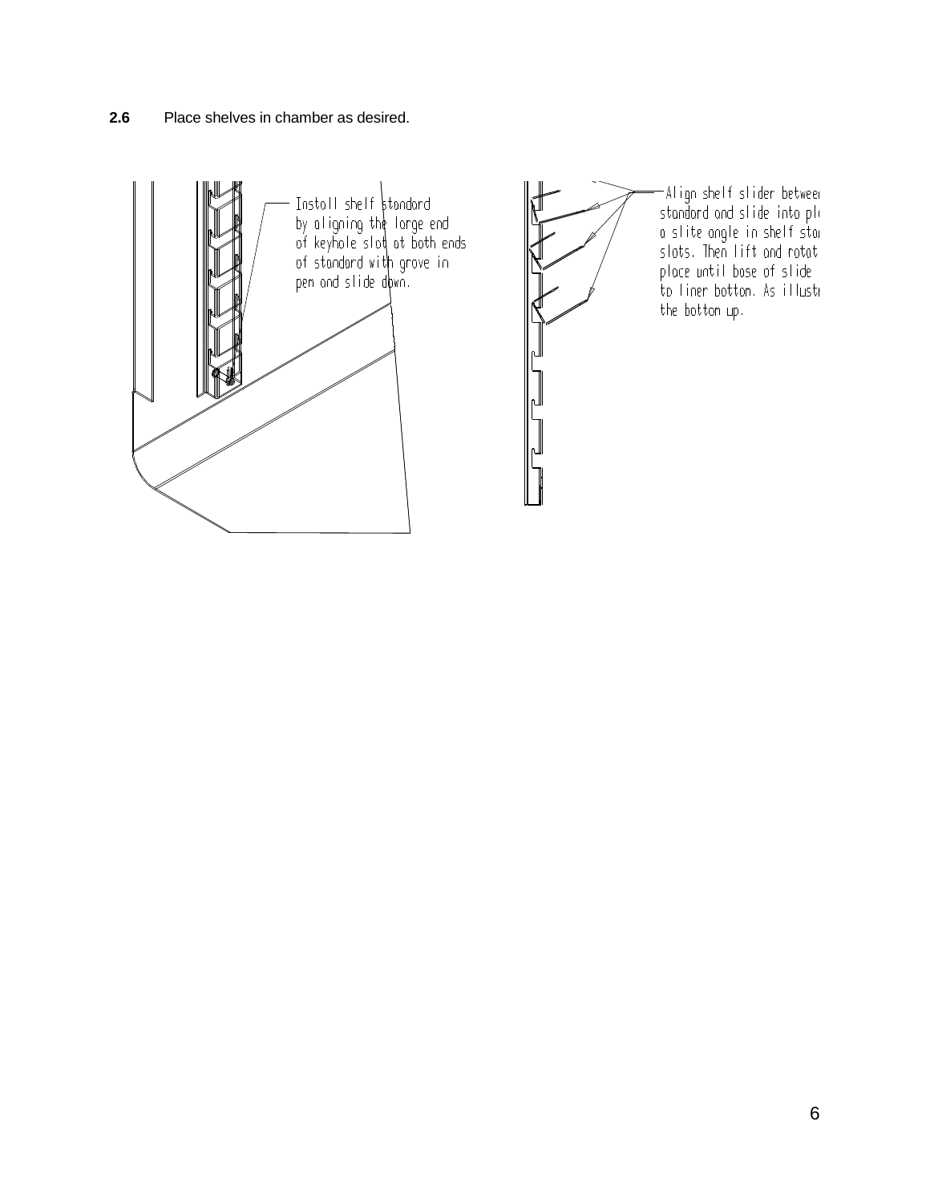**2.6** Place shelves in chamber as desired.

Install shelf standard by aligning the large end of keyhole slot at both ends of standard with grove in pen and slide down.

Align shelf slider between standard and slide into pl a slite angle in shelf star slots. Then lift and rotat place until base of slide to liner bottom. As illustr the bottom up.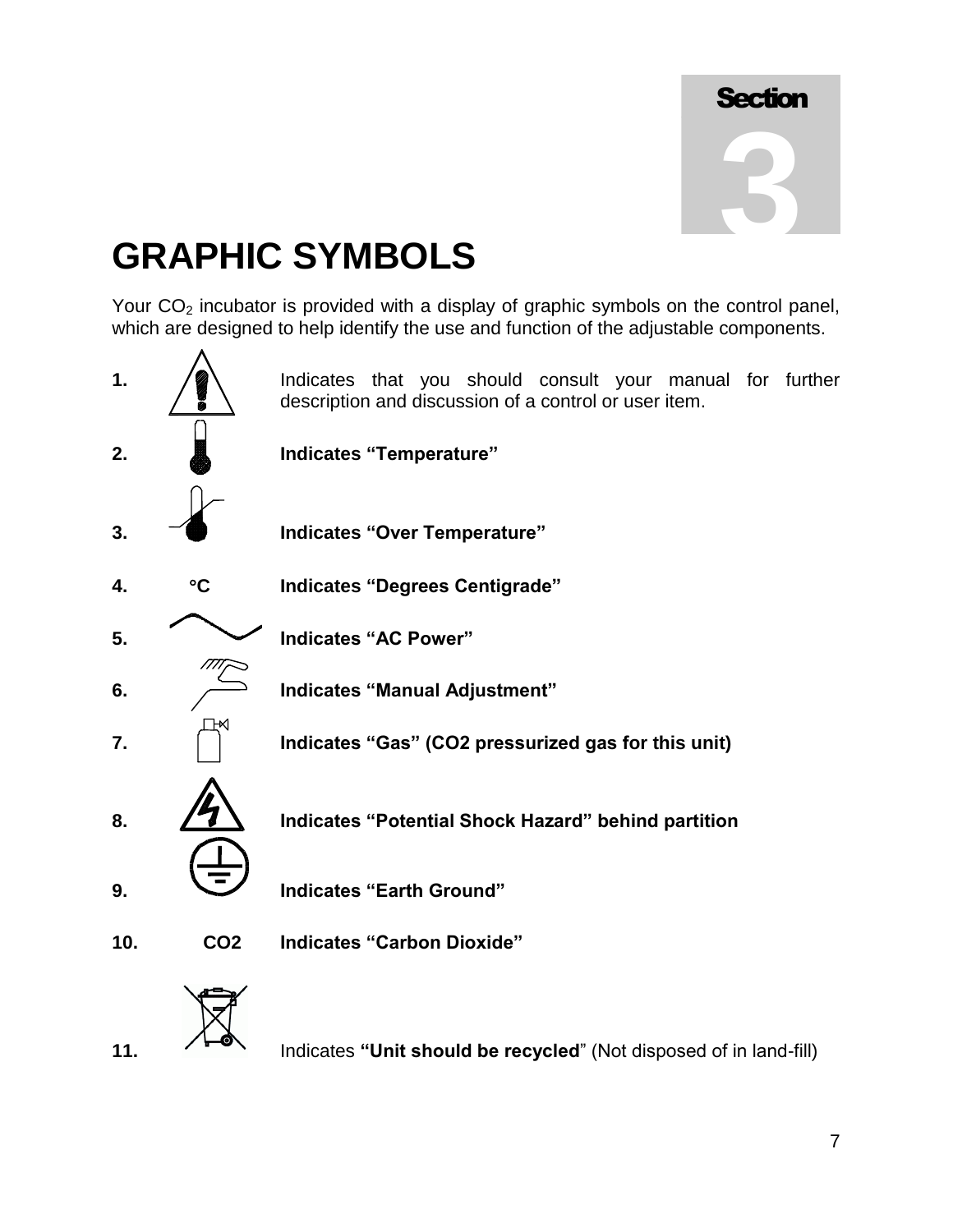Section 3

# GRAPHIC SYMBOLS

Your $CO_2$ incubator is provided with a display of graphic symbols on the control panel, which are designed to help identify the use and function of the adjustable components.

1. Indicates that you should consult your manual for further description and discussion of a control or user item.

2. **Indicates "Temperature"**

3. **Indicates "Over Temperature"**

4. **°C** **Indicates "Degrees Centigrade"**

5. **Indicates "AC Power"**

6. **Indicates "Manual Adjustment"**

7. **Indicates "Gas" (CO2 pressurized gas for this unit)**

8. **Indicates "Potential Shock Hazard" behind partition**

9. **Indicates "Earth Ground"**

10. **CO2** **Indicates "Carbon Dioxide"**

11. Indicates **"Unit should be recycled"** (Not disposed of in land-fill)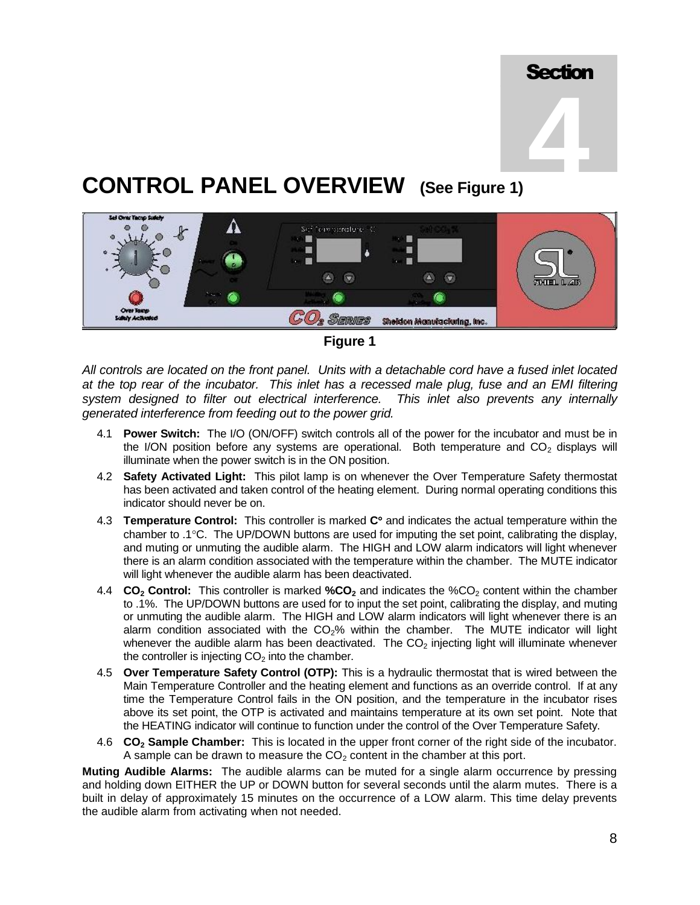# Section 4

# CONTROL PANEL OVERVIEW (See Figure 1)

**Figure 1**

*All controls are located on the front panel. Units with a detachable cord have a fused inlet located at the top rear of the incubator. This inlet has a recessed male plug, fuse and an EMI filtering system designed to filter out electrical interference. This inlet also prevents any internally generated interference from feeding out to the power grid.*

4.1 **Power Switch:** The I/O (ON/OFF) switch controls all of the power for the incubator and must be in the I/ON position before any systems are operational. Both temperature and $CO_2$ displays will illuminate when the power switch is in the ON position.

4.2 **Safety Activated Light:** This pilot lamp is on whenever the Over Temperature Safety thermostat has been activated and taken control of the heating element. During normal operating conditions this indicator should never be on.

4.3 **Temperature Control:** This controller is marked **C°** and indicates the actual temperature within the chamber to .1°C. The UP/DOWN buttons are used for imputing the set point, calibrating the display, and muting or unmuting the audible alarm. The HIGH and LOW alarm indicators will light whenever there is an alarm condition associated with the temperature within the chamber. The MUTE indicator will light whenever the audible alarm has been deactivated.

4.4 **$CO_2$ Control:** This controller is marked **%$CO_2$** and indicates the %$CO_2$ content within the chamber to .1%. The UP/DOWN buttons are used for to input the set point, calibrating the display, and muting or unmuting the audible alarm. The HIGH and LOW alarm indicators will light whenever there is an alarm condition associated with the $CO_2$% within the chamber. The MUTE indicator will light whenever the audible alarm has been deactivated. The $CO_2$ injecting light will illuminate whenever the controller is injecting $CO_2$ into the chamber.

4.5 **Over Temperature Safety Control (OTP):** This is a hydraulic thermostat that is wired between the Main Temperature Controller and the heating element and functions as an override control. If at any time the Temperature Control fails in the ON position, and the temperature in the incubator rises above its set point, the OTP is activated and maintains temperature at its own set point. Note that the HEATING indicator will continue to function under the control of the Over Temperature Safety.

4.6 **$CO_2$ Sample Chamber:** This is located in the upper front corner of the right side of the incubator. A sample can be drawn to measure the $CO_2$ content in the chamber at this port.

**Muting Audible Alarms:** The audible alarms can be muted for a single alarm occurrence by pressing and holding down EITHER the UP or DOWN button for several seconds until the alarm mutes. There is a built in delay of approximately 15 minutes on the occurrence of a LOW alarm. This time delay prevents the audible alarm from activating when not needed.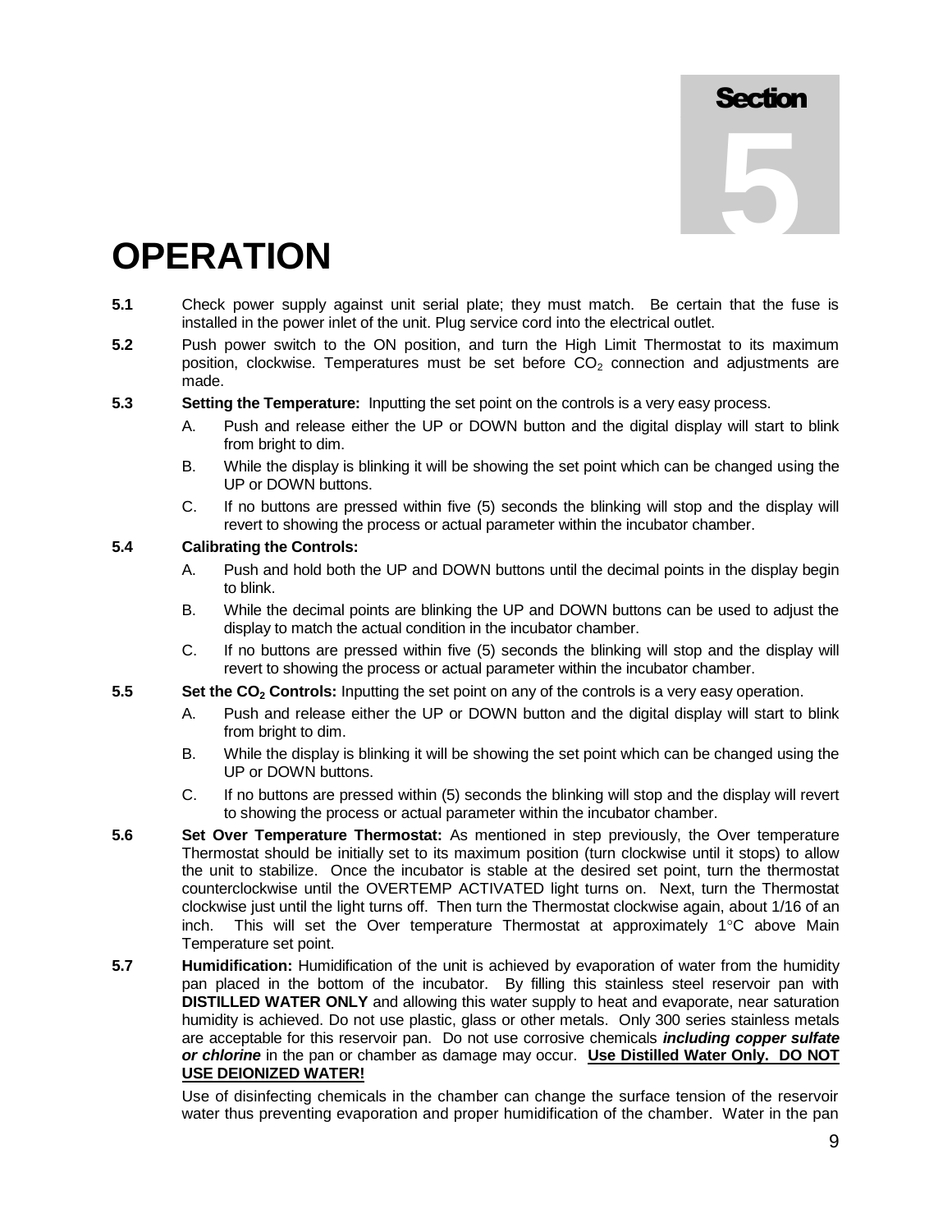# Section 5

# OPERATION

**5.1** Check power supply against unit serial plate; they must match. Be certain that the fuse is installed in the power inlet of the unit. Plug service cord into the electrical outlet.

**5.2** Push power switch to the ON position, and turn the High Limit Thermostat to its maximum position, clockwise. Temperatures must be set before $CO_2$ connection and adjustments are made.

**5.3** **Setting the Temperature:** Inputting the set point on the controls is a very easy process.

A. Push and release either the UP or DOWN button and the digital display will start to blink from bright to dim.

B. While the display is blinking it will be showing the set point which can be changed using the UP or DOWN buttons.

C. If no buttons are pressed within five (5) seconds the blinking will stop and the display will revert to showing the process or actual parameter within the incubator chamber.

**5.4** **Calibrating the Controls:**

A. Push and hold both the UP and DOWN buttons until the decimal points in the display begin to blink.

B. While the decimal points are blinking the UP and DOWN buttons can be used to adjust the display to match the actual condition in the incubator chamber.

C. If no buttons are pressed within five (5) seconds the blinking will stop and the display will revert to showing the process or actual parameter within the incubator chamber.

**5.5** **Set the $CO_2$ Controls:** Inputting the set point on any of the controls is a very easy operation.

A. Push and release either the UP or DOWN button and the digital display will start to blink from bright to dim.

B. While the display is blinking it will be showing the set point which can be changed using the UP or DOWN buttons.

C. If no buttons are pressed within (5) seconds the blinking will stop and the display will revert to showing the process or actual parameter within the incubator chamber.

**5.6** **Set Over Temperature Thermostat:** As mentioned in step previously, the Over temperature Thermostat should be initially set to its maximum position (turn clockwise until it stops) to allow the unit to stabilize. Once the incubator is stable at the desired set point, turn the thermostat counterclockwise until the OVERTEMP ACTIVATED light turns on. Next, turn the Thermostat clockwise just until the light turns off. Then turn the Thermostat clockwise again, about 1/16 of an inch. This will set the Over temperature Thermostat at approximately 1°C above Main Temperature set point.

**5.7** **Humidification:** Humidification of the unit is achieved by evaporation of water from the humidity pan placed in the bottom of the incubator. By filling this stainless steel reservoir pan with **DISTILLED WATER ONLY** and allowing this water supply to heat and evaporate, near saturation humidity is achieved. Do not use plastic, glass or other metals. Only 300 series stainless metals are acceptable for this reservoir pan. Do not use corrosive chemicals ***including copper sulfate or chlorine*** in the pan or chamber as damage may occur. **Use Distilled Water Only. DO NOT USE DEIONIZED WATER!**

Use of disinfecting chemicals in the chamber can change the surface tension of the reservoir water thus preventing evaporation and proper humidification of the chamber. Water in the pan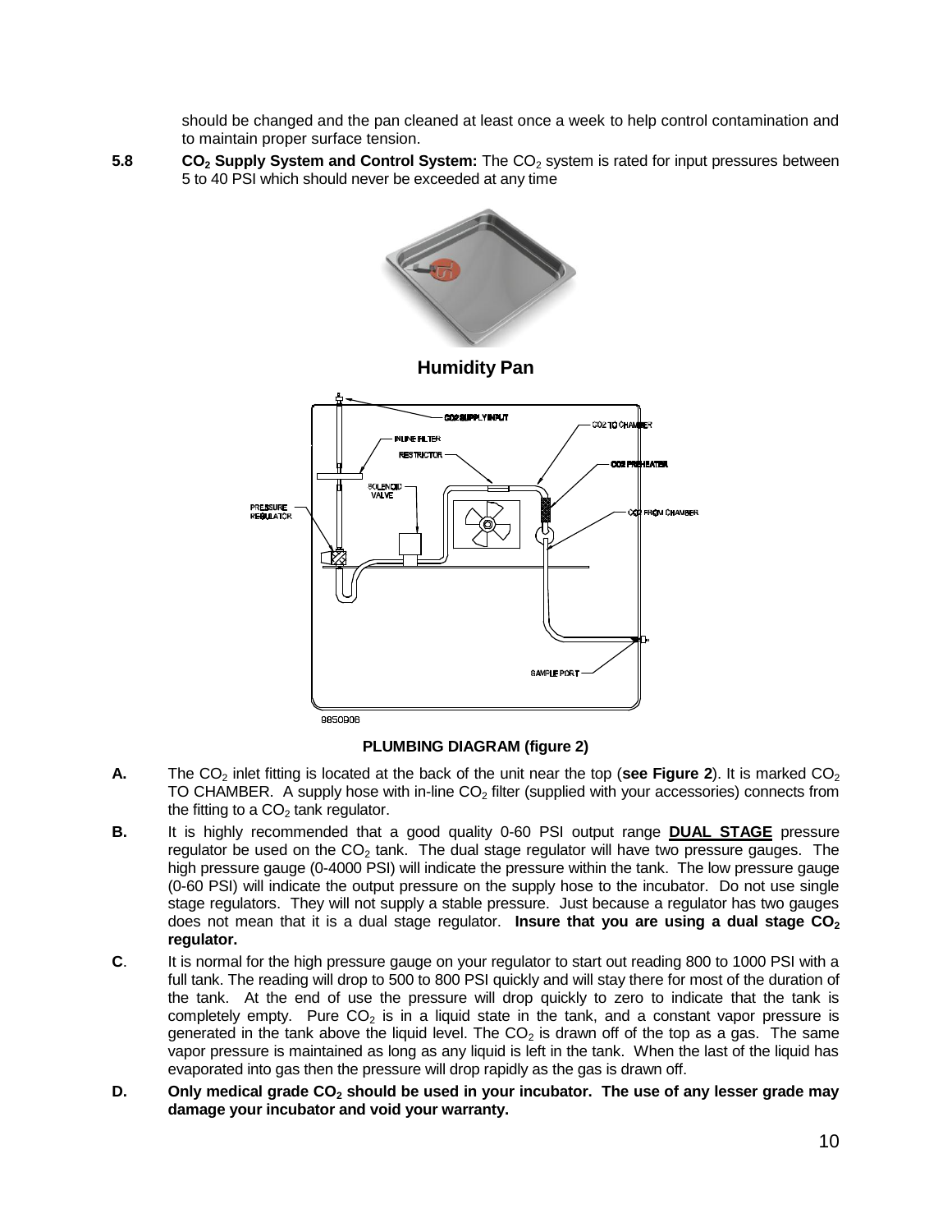should be changed and the pan cleaned at least once a week to help control contamination and to maintain proper surface tension.

**5.8** **$CO_2$ Supply System and Control System:** The $CO_2$ system is rated for input pressures between 5 to 40 PSI which should never be exceeded at any time

**Humidity Pan**

CO2 SUPPLY INPUT
INLINE FILTER
RESTRICTOR
SOLENOID VALVE
PRESSURE REGULATOR
CO2 TO CHAMBER
CO2 PREHEATER
CO2 FROM CHAMBER
SAMPLE PORT
9850906

**PLUMBING DIAGRAM (figure 2)**

**A.** The $CO_2$ inlet fitting is located at the back of the unit near the top (**see Figure 2**). It is marked $CO_2$ TO CHAMBER. A supply hose with in-line $CO_2$ filter (supplied with your accessories) connects from the fitting to a $CO_2$ tank regulator.

**B.** It is highly recommended that a good quality 0-60 PSI output range **DUAL STAGE** pressure regulator be used on the $CO_2$ tank. The dual stage regulator will have two pressure gauges. The high pressure gauge (0-4000 PSI) will indicate the pressure within the tank. The low pressure gauge (0-60 PSI) will indicate the output pressure on the supply hose to the incubator. Do not use single stage regulators. They will not supply a stable pressure. Just because a regulator has two gauges does not mean that it is a dual stage regulator. **Insure that you are using a dual stage $CO_2$ regulator.**

**C**. It is normal for the high pressure gauge on your regulator to start out reading 800 to 1000 PSI with a full tank. The reading will drop to 500 to 800 PSI quickly and will stay there for most of the duration of the tank. At the end of use the pressure will drop quickly to zero to indicate that the tank is completely empty. Pure $CO_2$ is in a liquid state in the tank, and a constant vapor pressure is generated in the tank above the liquid level. The $CO_2$ is drawn off of the top as a gas. The same vapor pressure is maintained as long as any liquid is left in the tank. When the last of the liquid has evaporated into gas then the pressure will drop rapidly as the gas is drawn off.

**D.** **Only medical grade $CO_2$ should be used in your incubator. The use of any lesser grade may damage your incubator and void your warranty.**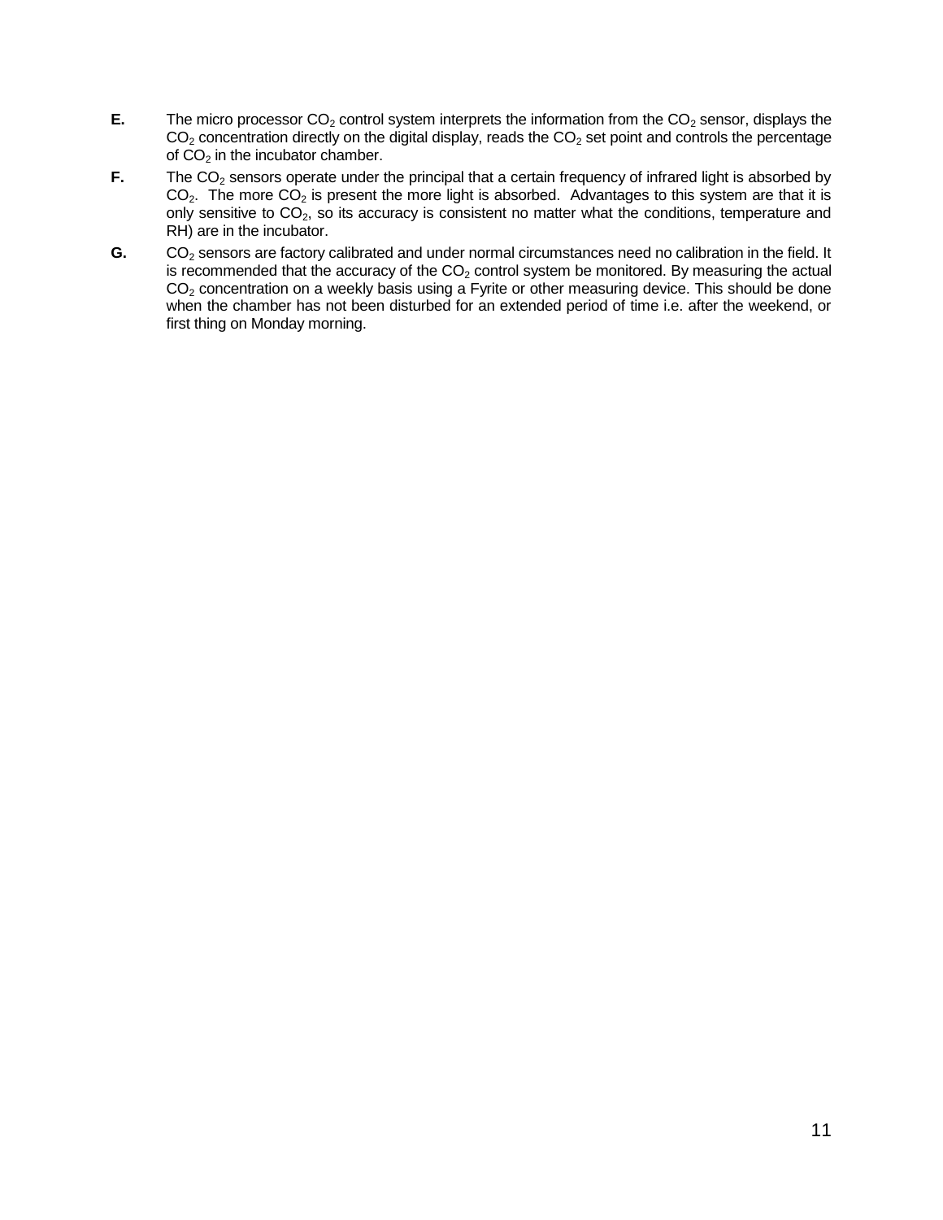**E.** The micro processor $CO_2$ control system interprets the information from the $CO_2$ sensor, displays the $CO_2$ concentration directly on the digital display, reads the $CO_2$ set point and controls the percentage of $CO_2$ in the incubator chamber.

**F.** The $CO_2$ sensors operate under the principal that a certain frequency of infrared light is absorbed by $CO_2$. The more $CO_2$ is present the more light is absorbed. Advantages to this system are that it is only sensitive to $CO_2$, so its accuracy is consistent no matter what the conditions, temperature and RH) are in the incubator.

**G.** $CO_2$ sensors are factory calibrated and under normal circumstances need no calibration in the field. It is recommended that the accuracy of the $CO_2$ control system be monitored. By measuring the actual $CO_2$ concentration on a weekly basis using a Fyrite or other measuring device. This should be done when the chamber has not been disturbed for an extended period of time i.e. after the weekend, or first thing on Monday morning.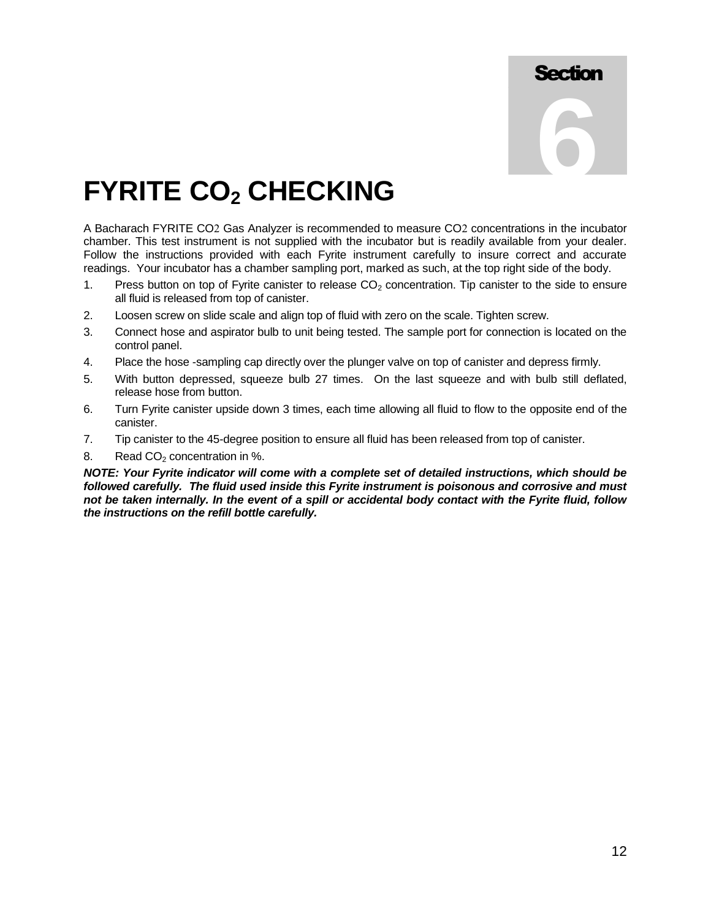Section 6

# FYRITE $CO_2$ CHECKING

A Bacharach FYRITE $CO_2$ Gas Analyzer is recommended to measure $CO_2$ concentrations in the incubator chamber. This test instrument is not supplied with the incubator but is readily available from your dealer. Follow the instructions provided with each Fyrite instrument carefully to insure correct and accurate readings. Your incubator has a chamber sampling port, marked as such, at the top right side of the body.

1. Press button on top of Fyrite canister to release $CO_2$ concentration. Tip canister to the side to ensure all fluid is released from top of canister.
2. Loosen screw on slide scale and align top of fluid with zero on the scale. Tighten screw.
3. Connect hose and aspirator bulb to unit being tested. The sample port for connection is located on the control panel.
4. Place the hose -sampling cap directly over the plunger valve on top of canister and depress firmly.
5. With button depressed, squeeze bulb 27 times. On the last squeeze and with bulb still deflated, release hose from button.
6. Turn Fyrite canister upside down 3 times, each time allowing all fluid to flow to the opposite end of the canister.
7. Tip canister to the 45-degree position to ensure all fluid has been released from top of canister.
8. Read $CO_2$ concentration in %.

***NOTE: Your Fyrite indicator will come with a complete set of detailed instructions, which should be followed carefully. The fluid used inside this Fyrite instrument is poisonous and corrosive and must not be taken internally. In the event of a spill or accidental body contact with the Fyrite fluid, follow the instructions on the refill bottle carefully.***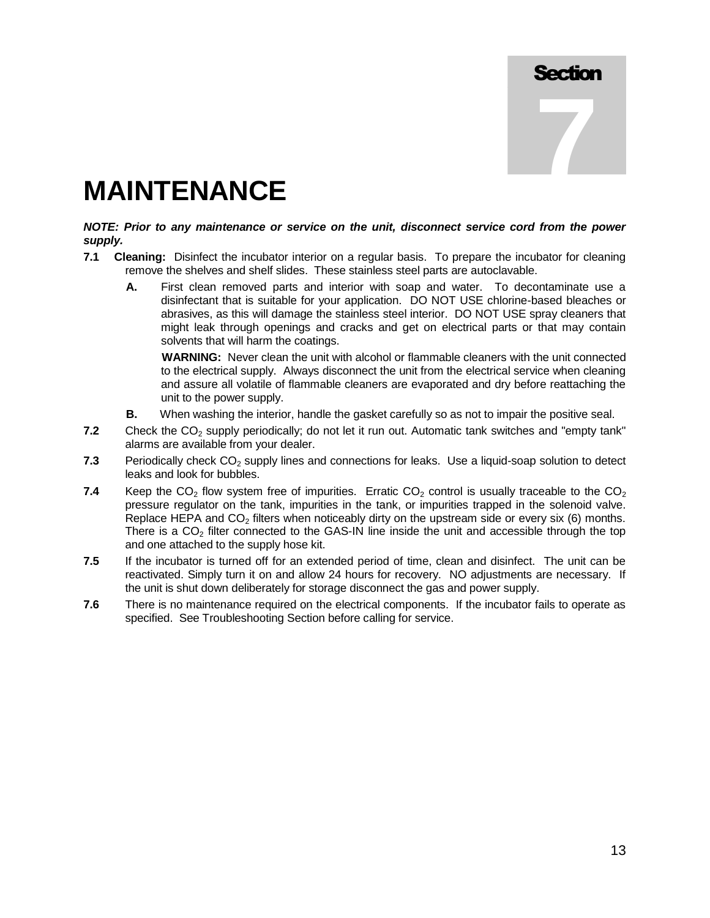# Section 7

# MAINTENANCE

***NOTE: Prior to any maintenance or service on the unit, disconnect service cord from the power supply.***

**7.1 Cleaning:** Disinfect the incubator interior on a regular basis. To prepare the incubator for cleaning remove the shelves and shelf slides. These stainless steel parts are autoclavable.

**A.** First clean removed parts and interior with soap and water. To decontaminate use a disinfectant that is suitable for your application. DO NOT USE chlorine-based bleaches or abrasives, as this will damage the stainless steel interior. DO NOT USE spray cleaners that might leak through openings and cracks and get on electrical parts or that may contain solvents that will harm the coatings.

**WARNING:** Never clean the unit with alcohol or flammable cleaners with the unit connected to the electrical supply. Always disconnect the unit from the electrical service when cleaning and assure all volatile of flammable cleaners are evaporated and dry before reattaching the unit to the power supply.

**B.** When washing the interior, handle the gasket carefully so as not to impair the positive seal.

**7.2** Check the $CO_2$ supply periodically; do not let it run out. Automatic tank switches and "empty tank" alarms are available from your dealer.

**7.3** Periodically check $CO_2$ supply lines and connections for leaks. Use a liquid-soap solution to detect leaks and look for bubbles.

**7.4** Keep the $CO_2$ flow system free of impurities. Erratic $CO_2$ control is usually traceable to the $CO_2$ pressure regulator on the tank, impurities in the tank, or impurities trapped in the solenoid valve. Replace HEPA and $CO_2$ filters when noticeably dirty on the upstream side or every six (6) months. There is a $CO_2$ filter connected to the GAS-IN line inside the unit and accessible through the top and one attached to the supply hose kit.

**7.5** If the incubator is turned off for an extended period of time, clean and disinfect. The unit can be reactivated. Simply turn it on and allow 24 hours for recovery. NO adjustments are necessary. If the unit is shut down deliberately for storage disconnect the gas and power supply.

**7.6** There is no maintenance required on the electrical components. If the incubator fails to operate as specified. See Troubleshooting Section before calling for service.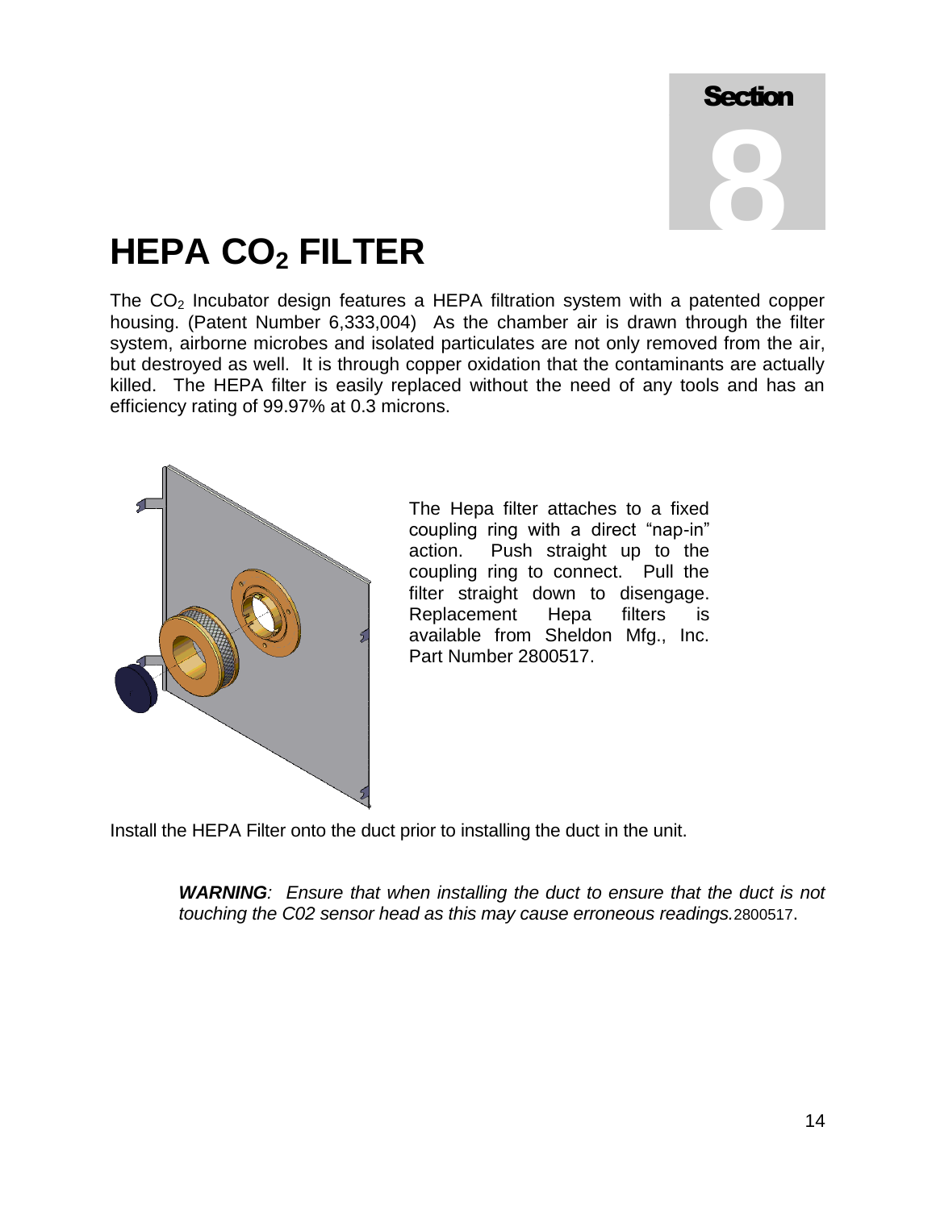Section

8

# HEPA $CO_2$ FILTER

The $CO_2$ Incubator design features a HEPA filtration system with a patented copper housing. (Patent Number 6,333,004) As the chamber air is drawn through the filter system, airborne microbes and isolated particulates are not only removed from the air, but destroyed as well. It is through copper oxidation that the contaminants are actually killed. The HEPA filter is easily replaced without the need of any tools and has an efficiency rating of 99.97% at 0.3 microns.

The Hepa filter attaches to a fixed coupling ring with a direct "nap-in" action. Push straight up to the coupling ring to connect. Pull the filter straight down to disengage. Replacement Hepa filters is available from Sheldon Mfg., Inc. Part Number 2800517.

Install the HEPA Filter onto the duct prior to installing the duct in the unit.

> ***WARNING****: Ensure that when installing the duct to ensure that the duct is not touching the C02 sensor head as this may cause erroneous readings.*2800517.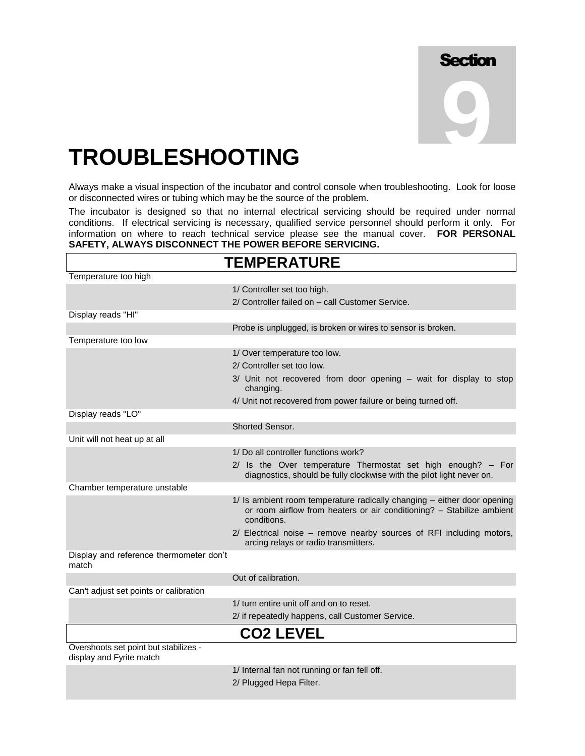Section 9

# TROUBLESHOOTING

Always make a visual inspection of the incubator and control console when troubleshooting. Look for loose or disconnected wires or tubing which may be the source of the problem.

The incubator is designed so that no internal electrical servicing should be required under normal conditions. If electrical servicing is necessary, qualified service personnel should perform it only. For information on where to reach technical service please see the manual cover. **FOR PERSONAL SAFETY, ALWAYS DISCONNECT THE POWER BEFORE SERVICING.**

## TEMPERATURE

| Problem | Cause / Solution |
|---|---|
| Temperature too high | |
| | 1/ Controller set too high.<br>2/ Controller failed on – call Customer Service. |
| Display reads "HI" | |
| | Probe is unplugged, is broken or wires to sensor is broken. |
| Temperature too low | |
| | 1/ Over temperature too low.<br>2/ Controller set too low.<br>3/ Unit not recovered from door opening – wait for display to stop changing.<br>4/ Unit not recovered from power failure or being turned off. |
| Display reads "LO" | |
| | Shorted Sensor. |
| Unit will not heat up at all | |
| | 1/ Do all controller functions work?<br>2/ Is the Over temperature Thermostat set high enough? – For diagnostics, should be fully clockwise with the pilot light never on. |
| Chamber temperature unstable | |
| | 1/ Is ambient room temperature radically changing – either door opening or room airflow from heaters or air conditioning? – Stabilize ambient conditions.<br>2/ Electrical noise – remove nearby sources of RFI including motors, arcing relays or radio transmitters. |
| Display and reference thermometer don't match | |
| | Out of calibration. |
| Can't adjust set points or calibration | |
| | 1/ turn entire unit off and on to reset.<br>2/ if repeatedly happens, call Customer Service. |

## CO2 LEVEL

| Problem | Cause / Solution |
|---|---|
| Overshoots set point but stabilizes - display and Fyrite match | |
| | 1/ Internal fan not running or fan fell off.<br>2/ Plugged Hepa Filter. |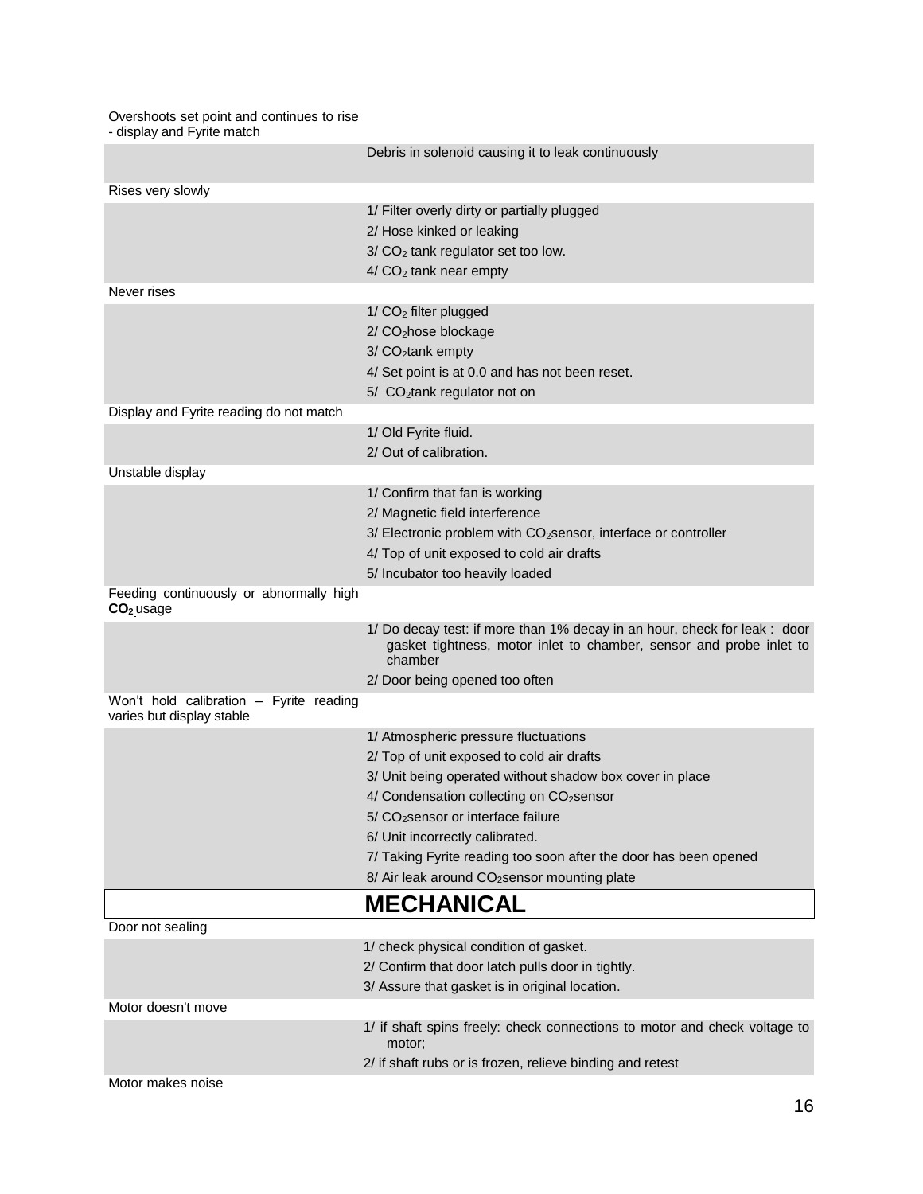| Problem | Possible cause / remedy |
|---|---|
| Overshoots set point and continues to rise - display and Fyrite match | |
| | Debris in solenoid causing it to leak continuously |
| Rises very slowly | |
| | 1/ Filter overly dirty or partially plugged |
| | 2/ Hose kinked or leaking |
| | 3/ $CO_2$ tank regulator set too low. |
| | 4/ $CO_2$ tank near empty |
| Never rises | |
| | 1/ $CO_2$ filter plugged |
| | 2/ $CO_2$hose blockage |
| | 3/ $CO_2$tank empty |
| | 4/ Set point is at 0.0 and has not been reset. |
| | 5/ $CO_2$tank regulator not on |
| Display and Fyrite reading do not match | |
| | 1/ Old Fyrite fluid. |
| | 2/ Out of calibration. |
| Unstable display | |
| | 1/ Confirm that fan is working |
| | 2/ Magnetic field interference |
| | 3/ Electronic problem with $CO_2$sensor, interface or controller |
| | 4/ Top of unit exposed to cold air drafts |
| | 5/ Incubator too heavily loaded |
| Feeding continuously or abnormally high **$CO_2$** usage | |
| | 1/ Do decay test: if more than 1% decay in an hour, check for leak : door gasket tightness, motor inlet to chamber, sensor and probe inlet to chamber |
| | 2/ Door being opened too often |
| Won't hold calibration – Fyrite reading varies but display stable | |
| | 1/ Atmospheric pressure fluctuations |
| | 2/ Top of unit exposed to cold air drafts |
| | 3/ Unit being operated without shadow box cover in place |
| | 4/ Condensation collecting on $CO_2$sensor |
| | 5/ $CO_2$sensor or interface failure |
| | 6/ Unit incorrectly calibrated. |
| | 7/ Taking Fyrite reading too soon after the door has been opened |
| | 8/ Air leak around $CO_2$sensor mounting plate |

## MECHANICAL

| Problem | Possible cause / remedy |
|---|---|
| Door not sealing | |
| | 1/ check physical condition of gasket. |
| | 2/ Confirm that door latch pulls door in tightly. |
| | 3/ Assure that gasket is in original location. |
| Motor doesn't move | |
| | 1/ if shaft spins freely: check connections to motor and check voltage to motor; |
| | 2/ if shaft rubs or is frozen, relieve binding and retest |
| Motor makes noise | |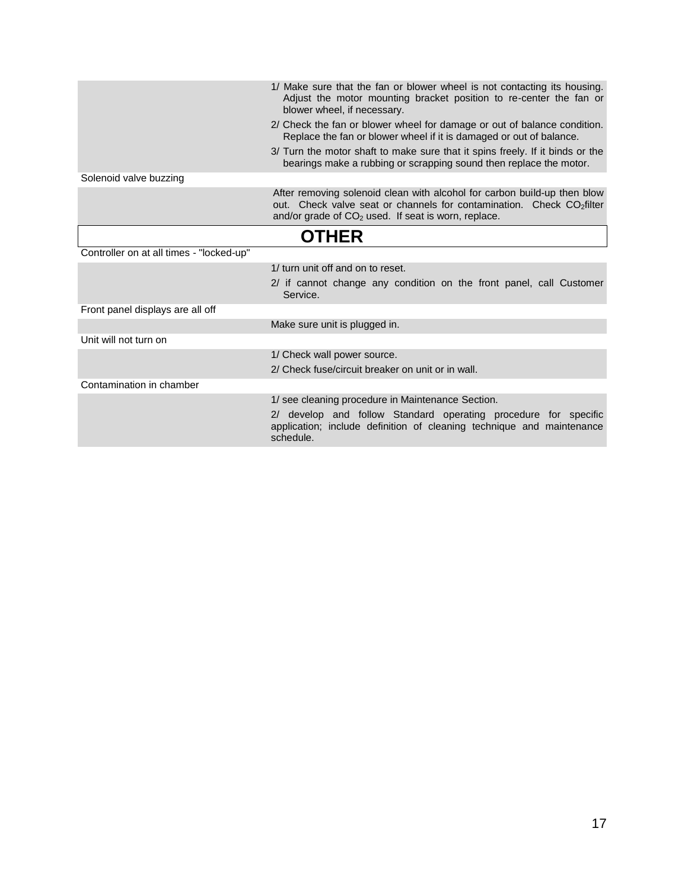| | |
|---|---|
| | 1/ Make sure that the fan or blower wheel is not contacting its housing. Adjust the motor mounting bracket position to re-center the fan or blower wheel, if necessary.<br>2/ Check the fan or blower wheel for damage or out of balance condition. Replace the fan or blower wheel if it is damaged or out of balance.<br>3/ Turn the motor shaft to make sure that it spins freely. If it binds or the bearings make a rubbing or scrapping sound then replace the motor. |
| Solenoid valve buzzing | |
| | After removing solenoid clean with alcohol for carbon build-up then blow out. Check valve seat or channels for contamination. Check $CO_2$filter and/or grade of $CO_2$ used. If seat is worn, replace. |

## OTHER

| | |
|---|---|
| Controller on at all times - "locked-up" | |
| | 1/ turn unit off and on to reset.<br>2/ if cannot change any condition on the front panel, call Customer Service. |
| Front panel displays are all off | |
| | Make sure unit is plugged in. |
| Unit will not turn on | |
| | 1/ Check wall power source.<br>2/ Check fuse/circuit breaker on unit or in wall. |
| Contamination in chamber | |
| | 1/ see cleaning procedure in Maintenance Section.<br>2/ develop and follow Standard operating procedure for specific application; include definition of cleaning technique and maintenance schedule. |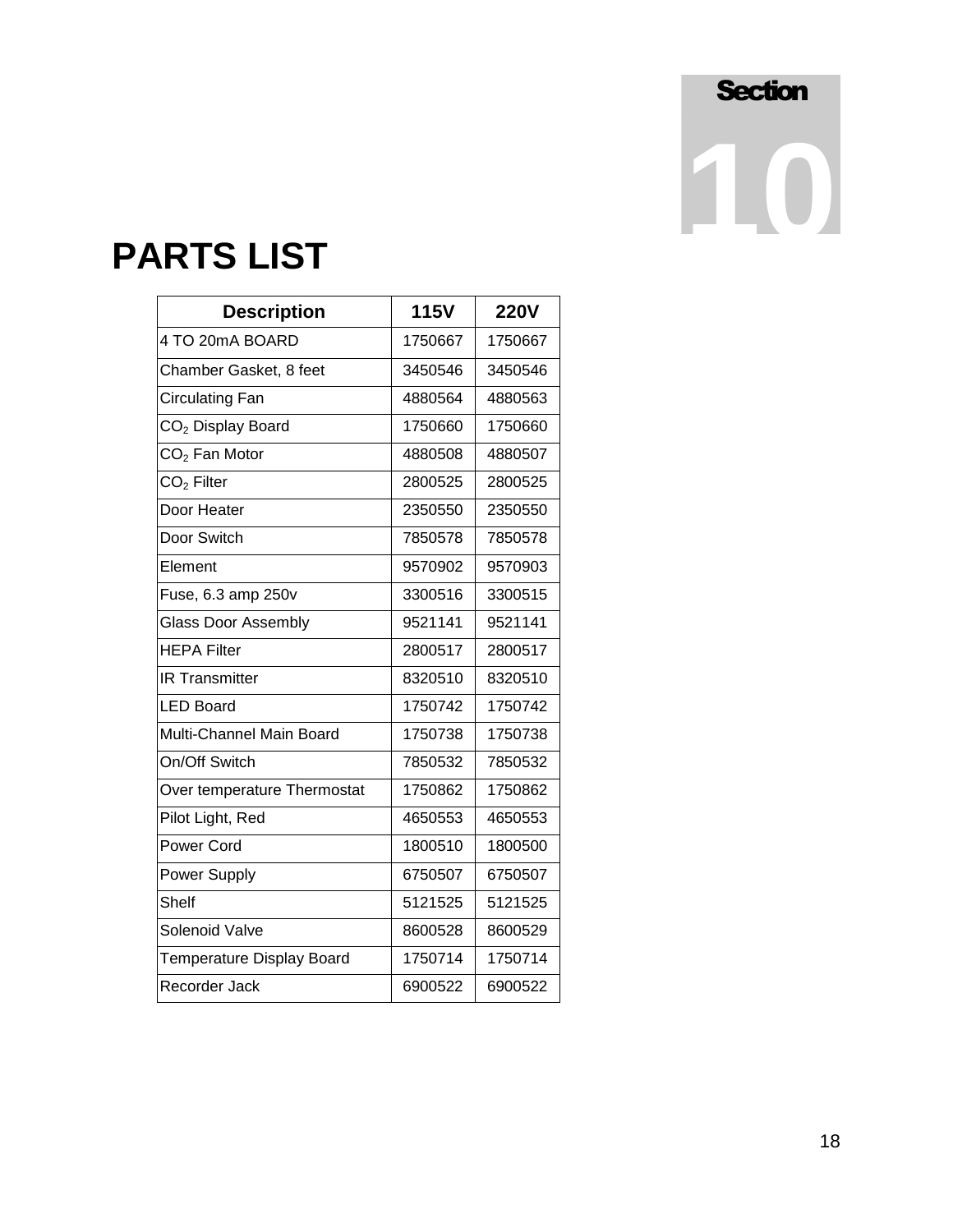Section 10

# PARTS LIST

| Description | 115V | 220V |
|---|---|---|
| 4 TO 20mA BOARD | 1750667 | 1750667 |
| Chamber Gasket, 8 feet | 3450546 | 3450546 |
| Circulating Fan | 4880564 | 4880563 |
| $CO_2$ Display Board | 1750660 | 1750660 |
| $CO_2$ Fan Motor | 4880508 | 4880507 |
| $CO_2$ Filter | 2800525 | 2800525 |
| Door Heater | 2350550 | 2350550 |
| Door Switch | 7850578 | 7850578 |
| Element | 9570902 | 9570903 |
| Fuse, 6.3 amp 250v | 3300516 | 3300515 |
| Glass Door Assembly | 9521141 | 9521141 |
| HEPA Filter | 2800517 | 2800517 |
| IR Transmitter | 8320510 | 8320510 |
| LED Board | 1750742 | 1750742 |
| Multi-Channel Main Board | 1750738 | 1750738 |
| On/Off Switch | 7850532 | 7850532 |
| Over temperature Thermostat | 1750862 | 1750862 |
| Pilot Light, Red | 4650553 | 4650553 |
| Power Cord | 1800510 | 1800500 |
| Power Supply | 6750507 | 6750507 |
| Shelf | 5121525 | 5121525 |
| Solenoid Valve | 8600528 | 8600529 |
| Temperature Display Board | 1750714 | 1750714 |
| Recorder Jack | 6900522 | 6900522 |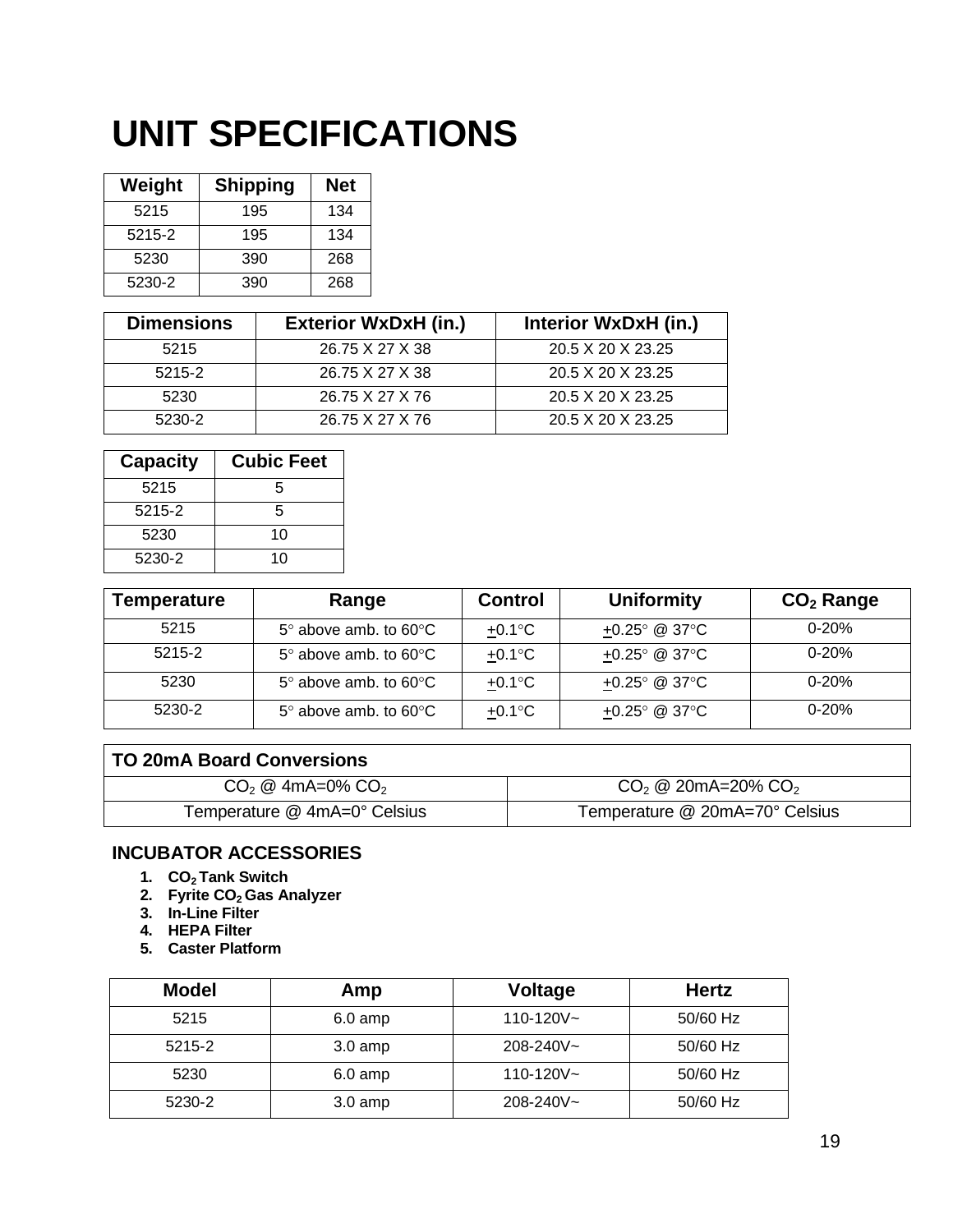# UNIT SPECIFICATIONS

| Weight | Shipping | Net |
|---|---|---|
| 5215 | 195 | 134 |
| 5215-2 | 195 | 134 |
| 5230 | 390 | 268 |
| 5230-2 | 390 | 268 |

| Dimensions | Exterior WxDxH (in.) | Interior WxDxH (in.) |
|---|---|---|
| 5215 | 26.75 X 27 X 38 | 20.5 X 20 X 23.25 |
| 5215-2 | 26.75 X 27 X 38 | 20.5 X 20 X 23.25 |
| 5230 | 26.75 X 27 X 76 | 20.5 X 20 X 23.25 |
| 5230-2 | 26.75 X 27 X 76 | 20.5 X 20 X 23.25 |

| Capacity | Cubic Feet |
|---|---|
| 5215 | 5 |
| 5215-2 | 5 |
| 5230 | 10 |
| 5230-2 | 10 |

| Temperature | Range | Control | Uniformity | $CO_2$ Range |
|---|---|---|---|---|
| 5215 | 5° above amb. to 60°C | ±0.1°C | ±0.25° @ 37°C | 0-20% |
| 5215-2 | 5° above amb. to 60°C | ±0.1°C | ±0.25° @ 37°C | 0-20% |
| 5230 | 5° above amb. to 60°C | ±0.1°C | ±0.25° @ 37°C | 0-20% |
| 5230-2 | 5° above amb. to 60°C | ±0.1°C | ±0.25° @ 37°C | 0-20% |

| TO 20mA Board Conversions | |
|---|---|
| $CO_2$ @ 4mA=0% $CO_2$ | $CO_2$ @ 20mA=20% $CO_2$ |
| Temperature @ 4mA=0° Celsius | Temperature @ 20mA=70° Celsius |

### INCUBATOR ACCESSORIES

1. **$CO_2$ Tank Switch**
2. **Fyrite $CO_2$ Gas Analyzer**
3. **In-Line Filter**
4. **HEPA Filter**
5. **Caster Platform**

| Model | Amp | Voltage | Hertz |
|---|---|---|---|
| 5215 | 6.0 amp | 110-120V~ | 50/60 Hz |
| 5215-2 | 3.0 amp | 208-240V~ | 50/60 Hz |
| 5230 | 6.0 amp | 110-120V~ | 50/60 Hz |
| 5230-2 | 3.0 amp | 208-240V~ | 50/60 Hz |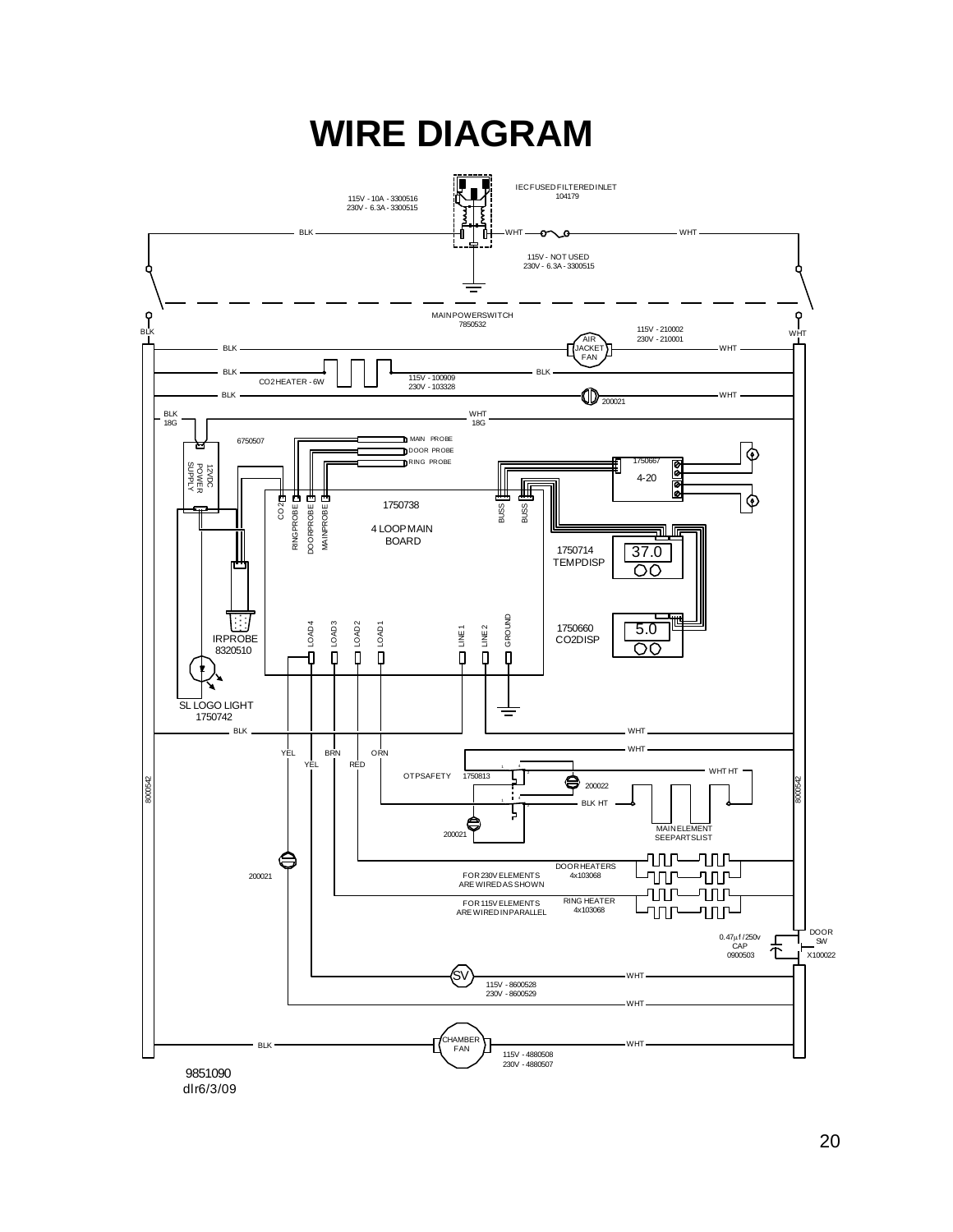# WIRE DIAGRAM

IEC FUSED FILTERED INLET
104179

115V - 10A - 3300516
230V - 6.3A - 3300515

115V - NOT USED
230V - 6.3A - 3300515

MAIN POWER SWITCH
7850532

AIR JACKET FAN
115V - 210002
230V - 210001

CO2 HEATER - 6W
115V - 100909
230V - 103328

200021

BLK 18G
WHT 18G

6750507

MAIN PROBE
DOOR PROBE
RING PROBE

12VDC POWER SUPPLY

1750667
4-20

1750738
4 LOOP MAIN BOARD

CO2 | RING PROBE | DOOR PROBE | MAIN PROBE | BUSS | BUSS

1750714
TEMP DISP
37.0

1750660
CO2 DISP
5.0

LOAD 4 | LOAD 3 | LOAD 2 | LOAD 1 | LINE 1 | LINE 2 | GROUND

IR PROBE
8320510

SL LOGO LIGHT
1750742

YEL | BRN | ORN
YEL | RED

OTP SAFETY 1750813

200022

WHT HT
BLK HT

MAIN ELEMENT
SEE PARTS LIST

200021

8000542

DOOR HEATERS
4x103068

FOR 230V ELEMENTS ARE WIRED AS SHOWN

RING HEATER
4x103068

FOR 115V ELEMENTS ARE WIRED IN PARALLEL

0.47µf / 250v
CAP
0900503

DOOR SW
X100022

SV
115V - 8600528
230V - 8600529

CHAMBER FAN
115V - 4880508
230V - 4880507

9851090
dlr6/3/09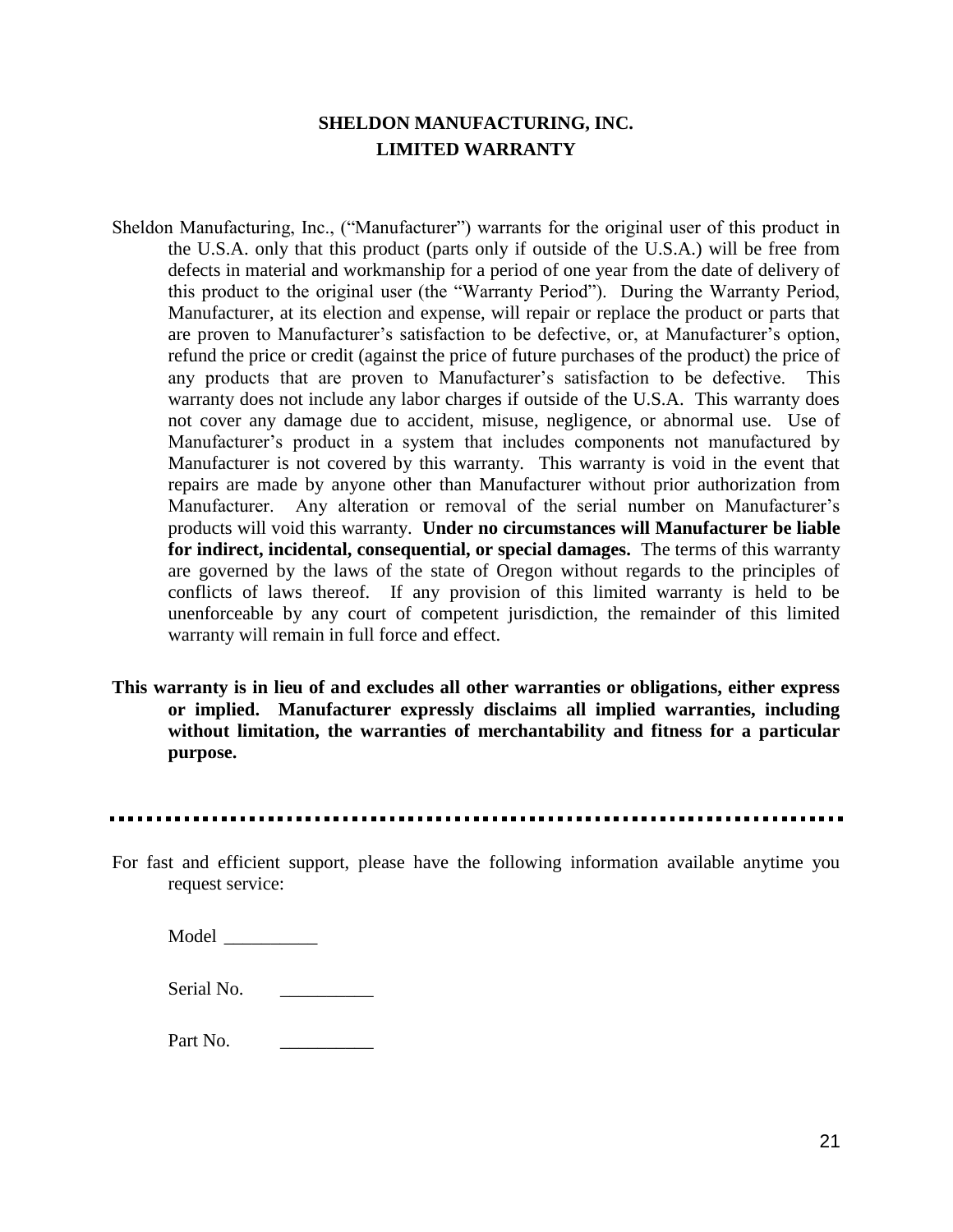# SHELDON MANUFACTURING, INC.
## LIMITED WARRANTY

Sheldon Manufacturing, Inc., ("Manufacturer") warrants for the original user of this product in the U.S.A. only that this product (parts only if outside of the U.S.A.) will be free from defects in material and workmanship for a period of one year from the date of delivery of this product to the original user (the "Warranty Period"). During the Warranty Period, Manufacturer, at its election and expense, will repair or replace the product or parts that are proven to Manufacturer's satisfaction to be defective, or, at Manufacturer's option, refund the price or credit (against the price of future purchases of the product) the price of any products that are proven to Manufacturer's satisfaction to be defective. This warranty does not include any labor charges if outside of the U.S.A. This warranty does not cover any damage due to accident, misuse, negligence, or abnormal use. Use of Manufacturer's product in a system that includes components not manufactured by Manufacturer is not covered by this warranty. This warranty is void in the event that repairs are made by anyone other than Manufacturer without prior authorization from Manufacturer. Any alteration or removal of the serial number on Manufacturer's products will void this warranty. **Under no circumstances will Manufacturer be liable for indirect, incidental, consequential, or special damages.** The terms of this warranty are governed by the laws of the state of Oregon without regards to the principles of conflicts of laws thereof. If any provision of this limited warranty is held to be unenforceable by any court of competent jurisdiction, the remainder of this limited warranty will remain in full force and effect.

**This warranty is in lieu of and excludes all other warranties or obligations, either express or implied. Manufacturer expressly disclaims all implied warranties, including without limitation, the warranties of merchantability and fitness for a particular purpose.**

---

For fast and efficient support, please have the following information available anytime you request service:

Model __________

Serial No. __________

Part No. __________